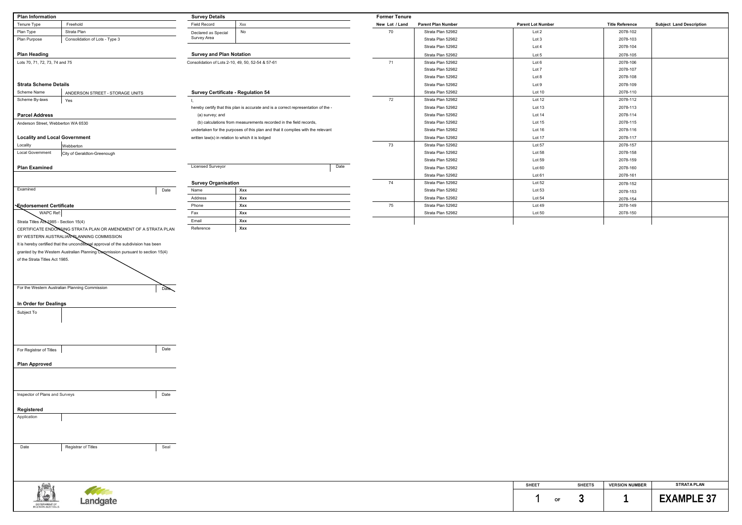## Plan Information

| | |
|---|---|
| Tenure Type | Freehold |
| Plan Type | Strata Plan |
| Plan Purpose | Consolidation of Lots - Type 3 |

## Plan Heading

Lots 70, 71, 72, 73, 74 and 75

## Strata Scheme Details

| | |
|---|---|
| Scheme Name | ANDERSON STREET - STORAGE UNITS |
| Scheme By-laws | Yes |

## Parcel Address

Anderson Street, Webberton WA 6530

## Locality and Local Government

| | |
|---|---|
| Locality | Webberton |
| Local Government | City of Geraldton-Greenough |

## Plan Examined

Examined | Date

## Endorsement Certificate

WAPC Ref:

Strata Titles Act 1985 - Section 15(4)

CERTIFICATE ENDORSING STRATA PLAN OR AMENDMENT OF A STRATA PLAN BY WESTERN AUSTRALIAN PLANNING COMMISSION

It is hereby certified that the unconditional approval of the subdivision has been granted by the Western Australian Planning Commission pursuant to section 15(4) of the Strata Titles Act 1985.

For the Western Australian Planning Commission | Date

## In Order for Dealings

Subject To

For Registrar of Titles | Date

## Plan Approved

Inspector of Plans and Surveys | Date

## Registered

Application

Date | Registrar of Titles | Seal

## Survey Details

| | |
|---|---|
| Field Record | Xxx |
| Declared as Special Survey Area | No |

## Survey and Plan Notation

Consolidation of Lots 2-10, 49, 50, 52-54 & 57-61

## Survey Certificate - Regulation 54

I,

hereby certify that this plan is accurate and is a correct representation of the -

(a) survey; and

(b) calculations from measurements recorded in the field records,

undertaken for the purposes of this plan and that it complies with the relevant written law(s) in relation to which it is lodged

Licensed Surveyor | Date

## Survey Organisation

| | |
|---|---|
| Name | **Xxx** |
| Address | **Xxx** |
| Phone | **Xxx** |
| Fax | **Xxx** |
| Email | **Xxx** |
| Reference | **Xxx** |

## Former Tenure

| New Lot / Land | Parent Plan Number | Parent Lot Number | Title Reference | Subject Land Description |
|---|---|---|---|---|
| 70 | Strata Plan 52982 | Lot 2 | 2078-102 | |
| | Strata Plan 52982 | Lot 3 | 2078-103 | |
| | Strata Plan 52982 | Lot 4 | 2078-104 | |
| | Strata Plan 52982 | Lot 5 | 2078-105 | |
| 71 | Strata Plan 52982 | Lot 6 | 2078-106 | |
| | Strata Plan 52982 | Lot 7 | 2078-107 | |
| | Strata Plan 52982 | Lot 8 | 2078-108 | |
| | Strata Plan 52982 | Lot 9 | 2078-109 | |
| | Strata Plan 52982 | Lot 10 | 2078-110 | |
| 72 | Strata Plan 52982 | Lot 12 | 2078-112 | |
| | Strata Plan 52982 | Lot 13 | 2078-113 | |
| | Strata Plan 52982 | Lot 14 | 2078-114 | |
| | Strata Plan 52982 | Lot 15 | 2078-115 | |
| | Strata Plan 52982 | Lot 16 | 2078-116 | |
| | Strata Plan 52982 | Lot 17 | 2078-117 | |
| 73 | Strata Plan 52982 | Lot 57 | 2078-157 | |
| | Strata Plan 52982 | Lot 58 | 2078-158 | |
| | Strata Plan 52982 | Lot 59 | 2078-159 | |
| | Strata Plan 52982 | Lot 60 | 2078-160 | |
| | Strata Plan 52982 | Lot 61 | 2078-161 | |
| 74 | Strata Plan 52982 | Lot 52 | 2078-152 | |
| | Strata Plan 52982 | Lot 53 | 2078-153 | |
| | Strata Plan 52982 | Lot 54 | 2078-154 | |
| 75 | Strata Plan 52982 | Lot 49 | 2078-149 | |
| | Strata Plan 52982 | Lot 50 | 2078-150 | |

| SHEET | SHEETS | VERSION NUMBER | STRATA PLAN |
|---|---|---|---|
| 1 OF | 3 | 1 | EXAMPLE 37 |

GOVERNMENT OF WESTERN AUSTRALIA | Landgate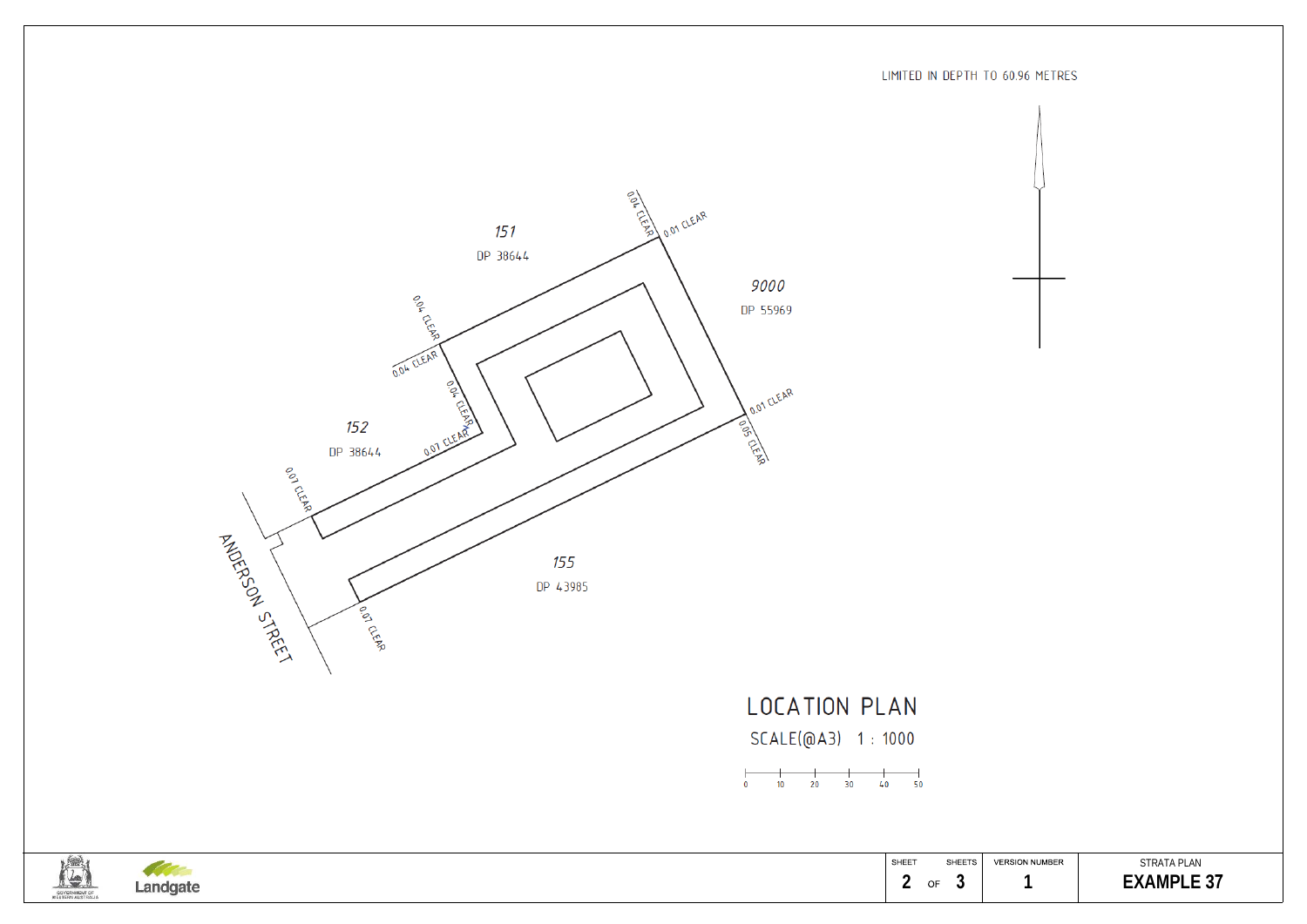LIMITED IN DEPTH TO 60.96 METRES

151

DP 38644

0.04 CLEAR

0.01 CLEAR

9000

DP 55969

0.04 CLEAR

0.04 CLEAR

0.04 CLEAR

152

DP 38644

0.07 CLEAR

0.01 CLEAR

0.05 CLEAR

0.07 CLEAR

ANDERSON STREET

155

DP 43985

0.07 CLEAR

# LOCATION PLAN

SCALE(@A3) 1 : 1000

0 10 20 30 40 50

| SHEET | SHEETS | VERSION NUMBER | STRATA PLAN |
|---|---|---|---|
| 2 OF | 3 | 1 | EXAMPLE 37 |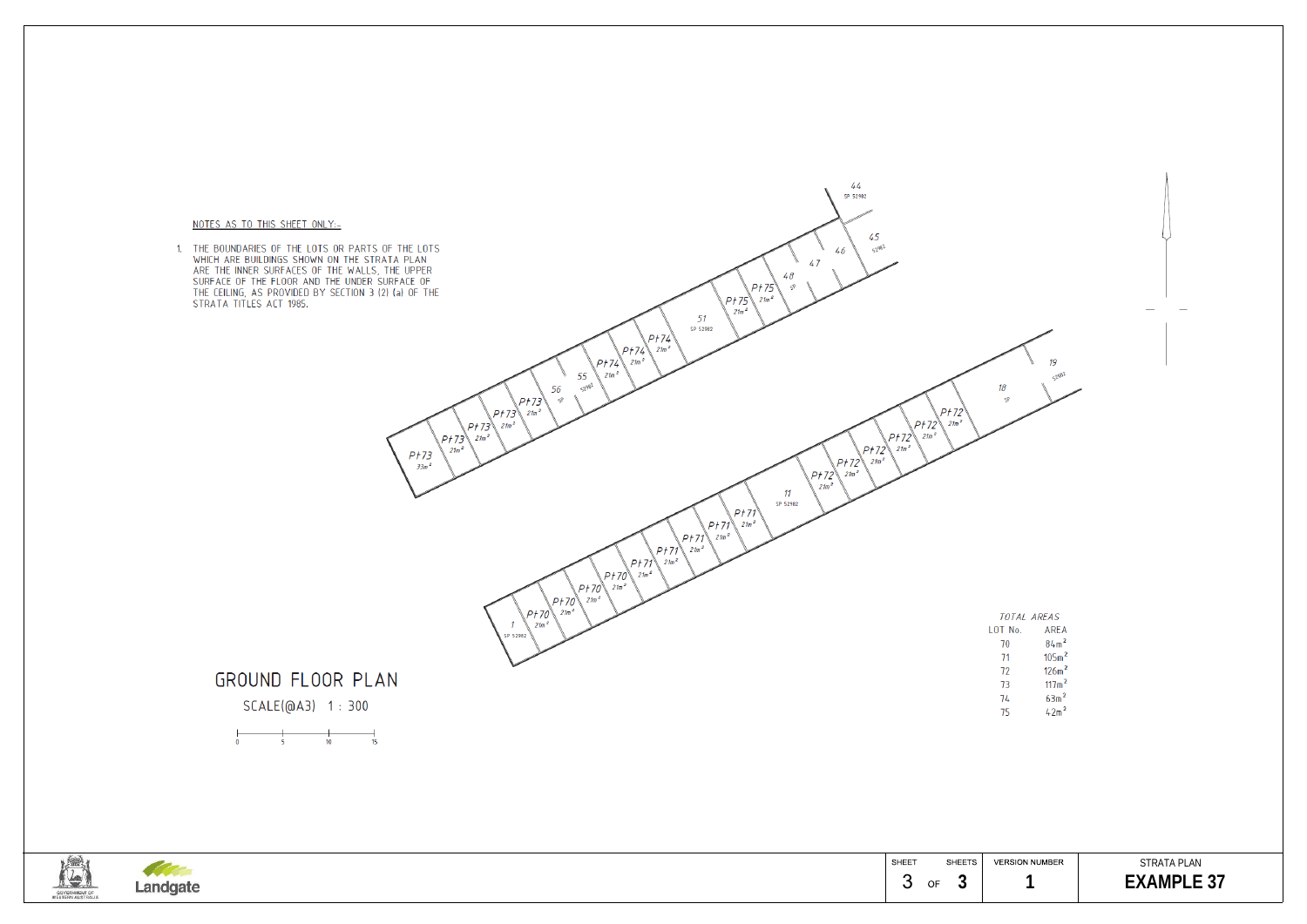NOTES AS TO THIS SHEET ONLY:-

1. THE BOUNDARIES OF THE LOTS OR PARTS OF THE LOTS WHICH ARE BUILDINGS SHOWN ON THE STRATA PLAN ARE THE INNER SURFACES OF THE WALLS, THE UPPER SURFACE OF THE FLOOR AND THE UNDER SURFACE OF THE CEILING, AS PROVIDED BY SECTION 3 (2) (a) OF THE STRATA TITLES ACT 1985.

44 SP 52982

45 52982

46

47

48 SP

Pt75 21m²

Pt75 21m²

51 SP 52982

Pt74 21m²

Pt74 21m²

Pt74 21m²

55 52982

56 SP

Pt73 21m²

Pt73 21m²

Pt73 21m²

Pt73 21m²

Pt73 33m²

19 52982

18 SP

Pt72 21m²

Pt72 21m²

Pt72 21m²

Pt72 21m²

Pt72 21m²

Pt72 21m²

11 SP 52982

Pt71 21m²

Pt71 21m²

Pt71 21m²

Pt71 21m²

Pt71 21m²

Pt70 21m²

Pt70 21m²

Pt70 21m²

Pt70 21m²

1 SP 52982

## GROUND FLOOR PLAN

SCALE(@A3) 1 : 300

0 5 10 15

*TOTAL AREAS*

| LOT No. | AREA |
|---|---|
| 70 | 84m² |
| 71 | 105m² |
| 72 | 126m² |
| 73 | 117m² |
| 74 | 63m² |
| 75 | 42m² |

GOVERNMENT OF WESTERN AUSTRALIA

Landgate

| SHEET | SHEETS | VERSION NUMBER | STRATA PLAN |
|---|---|---|---|
| 3 OF | 3 | 1 | **EXAMPLE 37** |